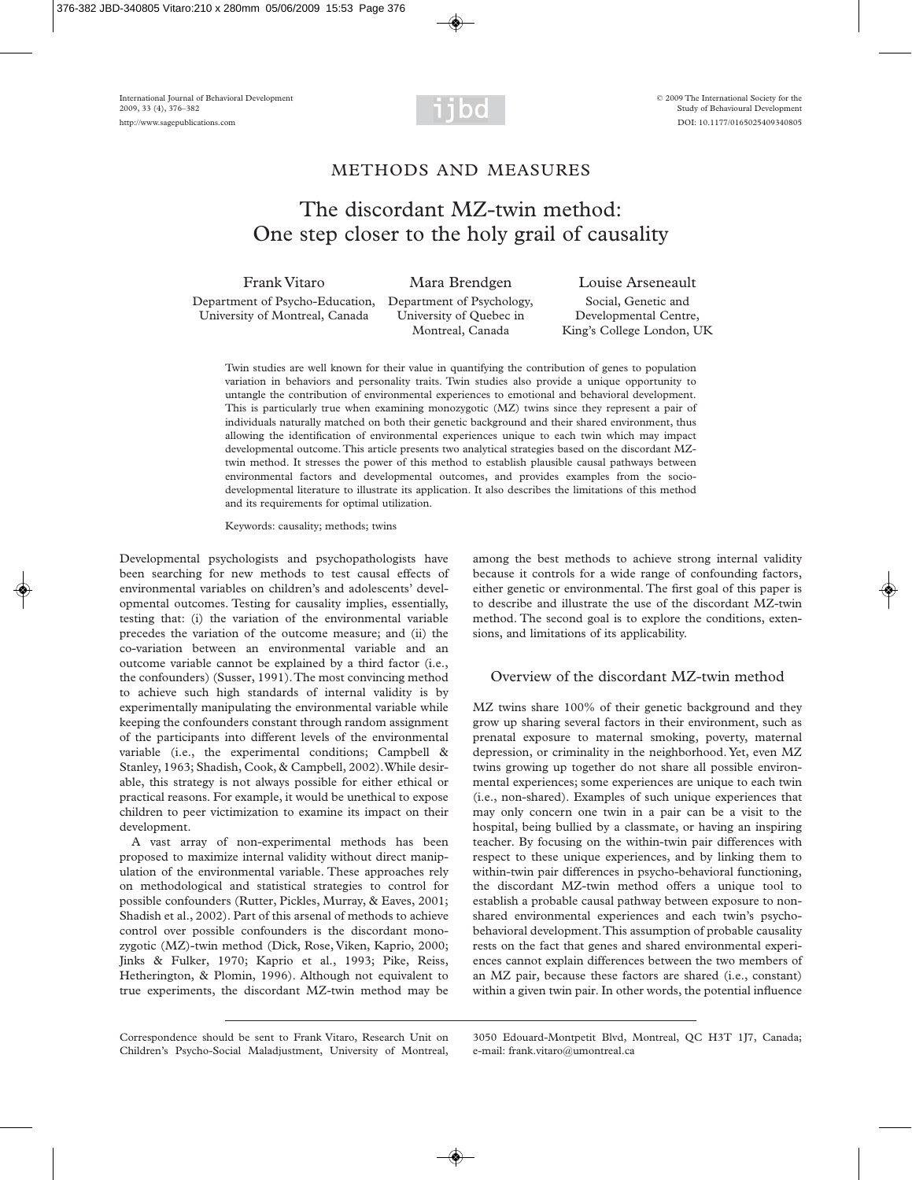METHODS AND MEASURES

# The discordant MZ-twin method: One step closer to the holy grail of causality

Frank Vitaro
Department of Psycho-Education, University of Montreal, Canada

Mara Brendgen
Department of Psychology, University of Quebec in Montreal, Canada

Louise Arseneault
Social, Genetic and Developmental Centre, King's College London, UK

Twin studies are well known for their value in quantifying the contribution of genes to population variation in behaviors and personality traits. Twin studies also provide a unique opportunity to untangle the contribution of environmental experiences to emotional and behavioral development. This is particularly true when examining monozygotic (MZ) twins since they represent a pair of individuals naturally matched on both their genetic background and their shared environment, thus allowing the identification of environmental experiences unique to each twin which may impact developmental outcome. This article presents two analytical strategies based on the discordant MZ-twin method. It stresses the power of this method to establish plausible causal pathways between environmental factors and developmental outcomes, and provides examples from the socio-developmental literature to illustrate its application. It also describes the limitations of this method and its requirements for optimal utilization.

Keywords: causality; methods; twins

Developmental psychologists and psychopathologists have been searching for new methods to test causal effects of environmental variables on children's and adolescents' developmental outcomes. Testing for causality implies, essentially, testing that: (i) the variation of the environmental variable precedes the variation of the outcome measure; and (ii) the co-variation between an environmental variable and an outcome variable cannot be explained by a third factor (i.e., the confounders) (Susser, 1991). The most convincing method to achieve such high standards of internal validity is by experimentally manipulating the environmental variable while keeping the confounders constant through random assignment of the participants into different levels of the environmental variable (i.e., the experimental conditions; Campbell & Stanley, 1963; Shadish, Cook, & Campbell, 2002). While desirable, this strategy is not always possible for either ethical or practical reasons. For example, it would be unethical to expose children to peer victimization to examine its impact on their development.

A vast array of non-experimental methods has been proposed to maximize internal validity without direct manipulation of the environmental variable. These approaches rely on methodological and statistical strategies to control for possible confounders (Rutter, Pickles, Murray, & Eaves, 2001; Shadish et al., 2002). Part of this arsenal of methods to achieve control over possible confounders is the discordant monozygotic (MZ)-twin method (Dick, Rose, Viken, Kaprio, 2000; Jinks & Fulker, 1970; Kaprio et al., 1993; Pike, Reiss, Hetherington, & Plomin, 1996). Although not equivalent to true experiments, the discordant MZ-twin method may be among the best methods to achieve strong internal validity because it controls for a wide range of confounding factors, either genetic or environmental. The first goal of this paper is to describe and illustrate the use of the discordant MZ-twin method. The second goal is to explore the conditions, extensions, and limitations of its applicability.

## Overview of the discordant MZ-twin method

MZ twins share 100% of their genetic background and they grow up sharing several factors in their environment, such as prenatal exposure to maternal smoking, poverty, maternal depression, or criminality in the neighborhood. Yet, even MZ twins growing up together do not share all possible environmental experiences; some experiences are unique to each twin (i.e., non-shared). Examples of such unique experiences that may only concern one twin in a pair can be a visit to the hospital, being bullied by a classmate, or having an inspiring teacher. By focusing on the within-twin pair differences with respect to these unique experiences, and by linking them to within-twin pair differences in psycho-behavioral functioning, the discordant MZ-twin method offers a unique tool to establish a probable causal pathway between exposure to non-shared environmental experiences and each twin's psycho-behavioral development. This assumption of probable causality rests on the fact that genes and shared environmental experiences cannot explain differences between the two members of an MZ pair, because these factors are shared (i.e., constant) within a given twin pair. In other words, the potential influence

Correspondence should be sent to Frank Vitaro, Research Unit on Children's Psycho-Social Maladjustment, University of Montreal, 3050 Edouard-Montpetit Blvd, Montreal, QC H3T 1J7, Canada; e-mail: frank.vitaro@umontreal.ca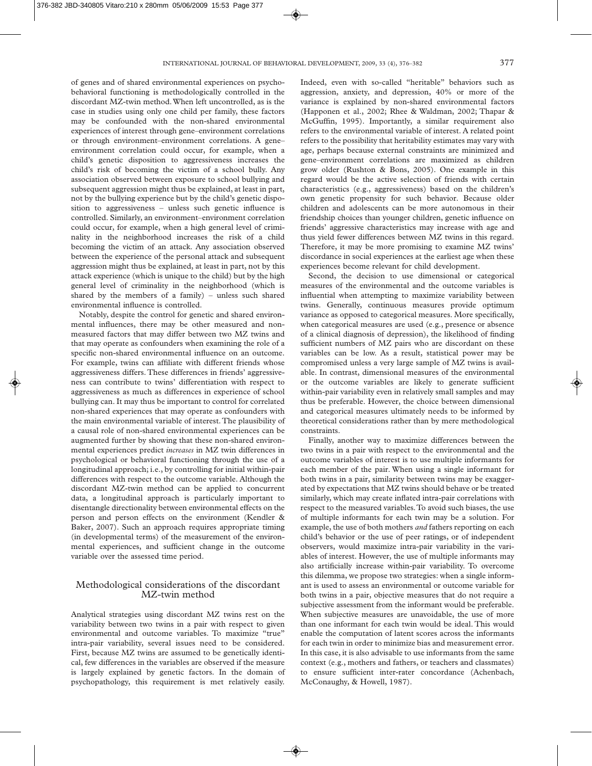of genes and of shared environmental experiences on psychobehavioral functioning is methodologically controlled in the discordant MZ-twin method. When left uncontrolled, as is the case in studies using only one child per family, these factors may be confounded with the non-shared environmental experiences of interest through gene–environment correlations or through environment–environment correlations. A gene–environment correlation could occur, for example, when a child's genetic disposition to aggressiveness increases the child's risk of becoming the victim of a school bully. Any association observed between exposure to school bullying and subsequent aggression might thus be explained, at least in part, not by the bullying experience but by the child's genetic disposition to aggressiveness – unless such genetic influence is controlled. Similarly, an environment–environment correlation could occur, for example, when a high general level of criminality in the neighborhood increases the risk of a child becoming the victim of an attack. Any association observed between the experience of the personal attack and subsequent aggression might thus be explained, at least in part, not by this attack experience (which is unique to the child) but by the high general level of criminality in the neighborhood (which is shared by the members of a family) – unless such shared environmental influence is controlled.

Notably, despite the control for genetic and shared environmental influences, there may be other measured and non-measured factors that may differ between two MZ twins and that may operate as confounders when examining the role of a specific non-shared environmental influence on an outcome. For example, twins can affiliate with different friends whose aggressiveness differs. These differences in friends' aggressiveness can contribute to twins' differentiation with respect to aggressiveness as much as differences in experience of school bullying can. It may thus be important to control for correlated non-shared experiences that may operate as confounders with the main environmental variable of interest. The plausibility of a causal role of non-shared environmental experiences can be augmented further by showing that these non-shared environmental experiences predict *increases* in MZ twin differences in psychological or behavioral functioning through the use of a longitudinal approach; i.e., by controlling for initial within-pair differences with respect to the outcome variable. Although the discordant MZ-twin method can be applied to concurrent data, a longitudinal approach is particularly important to disentangle directionality between environmental effects on the person and person effects on the environment (Kendler & Baker, 2007). Such an approach requires appropriate timing (in developmental terms) of the measurement of the environmental experiences, and sufficient change in the outcome variable over the assessed time period.

## Methodological considerations of the discordant MZ-twin method

Analytical strategies using discordant MZ twins rest on the variability between two twins in a pair with respect to given environmental and outcome variables. To maximize "true" intra-pair variability, several issues need to be considered. First, because MZ twins are assumed to be genetically identical, few differences in the variables are observed if the measure is largely explained by genetic factors. In the domain of psychopathology, this requirement is met relatively easily. Indeed, even with so-called "heritable" behaviors such as aggression, anxiety, and depression, 40% or more of the variance is explained by non-shared environmental factors (Happonen et al., 2002; Rhee & Waldman, 2002; Thapar & McGuffin, 1995). Importantly, a similar requirement also refers to the environmental variable of interest. A related point refers to the possibility that heritability estimates may vary with age, perhaps because external constraints are minimized and gene–environment correlations are maximized as children grow older (Rushton & Bons, 2005). One example in this regard would be the active selection of friends with certain characteristics (e.g., aggressiveness) based on the children's own genetic propensity for such behavior. Because older children and adolescents can be more autonomous in their friendship choices than younger children, genetic influence on friends' aggressive characteristics may increase with age and thus yield fewer differences between MZ twins in this regard. Therefore, it may be more promising to examine MZ twins' discordance in social experiences at the earliest age when these experiences become relevant for child development.

Second, the decision to use dimensional or categorical measures of the environmental and the outcome variables is influential when attempting to maximize variability between twins. Generally, continuous measures provide optimum variance as opposed to categorical measures. More specifically, when categorical measures are used (e.g., presence or absence of a clinical diagnosis of depression), the likelihood of finding sufficient numbers of MZ pairs who are discordant on these variables can be low. As a result, statistical power may be compromised unless a very large sample of MZ twins is available. In contrast, dimensional measures of the environmental or the outcome variables are likely to generate sufficient within-pair variability even in relatively small samples and may thus be preferable. However, the choice between dimensional and categorical measures ultimately needs to be informed by theoretical considerations rather than by mere methodological constraints.

Finally, another way to maximize differences between the two twins in a pair with respect to the environmental and the outcome variables of interest is to use multiple informants for each member of the pair. When using a single informant for both twins in a pair, similarity between twins may be exaggerated by expectations that MZ twins should behave or be treated similarly, which may create inflated intra-pair correlations with respect to the measured variables. To avoid such biases, the use of multiple informants for each twin may be a solution. For example, the use of both mothers *and* fathers reporting on each child's behavior or the use of peer ratings, or of independent observers, would maximize intra-pair variability in the variables of interest. However, the use of multiple informants may also artificially increase within-pair variability. To overcome this dilemma, we propose two strategies: when a single informant is used to assess an environmental or outcome variable for both twins in a pair, objective measures that do not require a subjective assessment from the informant would be preferable. When subjective measures are unavoidable, the use of more than one informant for each twin would be ideal. This would enable the computation of latent scores across the informants for each twin in order to minimize bias and measurement error. In this case, it is also advisable to use informants from the same context (e.g., mothers and fathers, or teachers and classmates) to ensure sufficient inter-rater concordance (Achenbach, McConaughy, & Howell, 1987).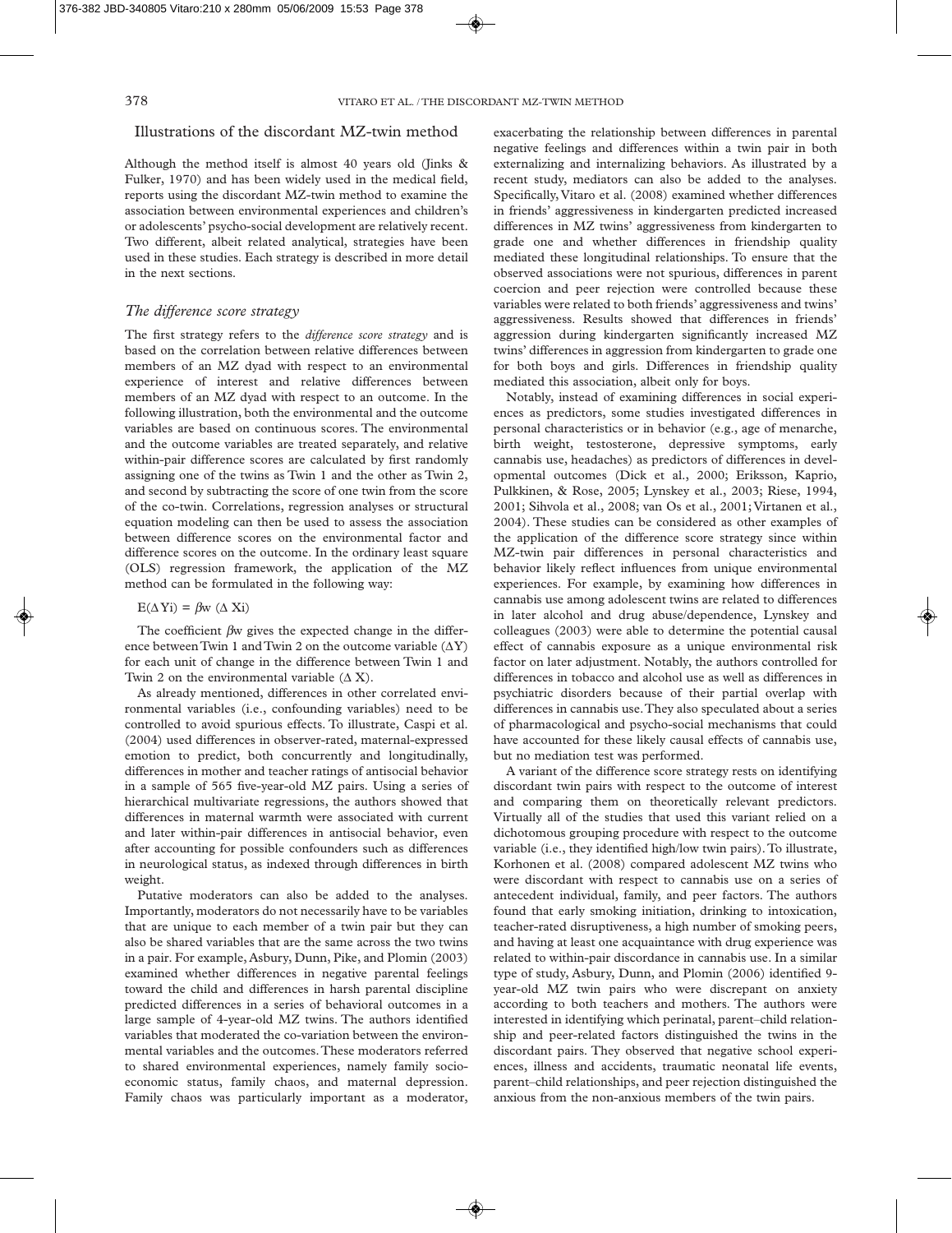## Illustrations of the discordant MZ-twin method

Although the method itself is almost 40 years old (Jinks & Fulker, 1970) and has been widely used in the medical field, reports using the discordant MZ-twin method to examine the association between environmental experiences and children's or adolescents' psycho-social development are relatively recent. Two different, albeit related analytical, strategies have been used in these studies. Each strategy is described in more detail in the next sections.

### *The difference score strategy*

The first strategy refers to the *difference score strategy* and is based on the correlation between relative differences between members of an MZ dyad with respect to an environmental experience of interest and relative differences between members of an MZ dyad with respect to an outcome. In the following illustration, both the environmental and the outcome variables are based on continuous scores. The environmental and the outcome variables are treated separately, and relative within-pair difference scores are calculated by first randomly assigning one of the twins as Twin 1 and the other as Twin 2, and second by subtracting the score of one twin from the score of the co-twin. Correlations, regression analyses or structural equation modeling can then be used to assess the association between difference scores on the environmental factor and difference scores on the outcome. In the ordinary least square (OLS) regression framework, the application of the MZ method can be formulated in the following way:

$$E(\Delta Yi) = \beta w\ (\Delta Xi)$$

The coefficient $\beta w$ gives the expected change in the difference between Twin 1 and Twin 2 on the outcome variable ($\Delta Y$) for each unit of change in the difference between Twin 1 and Twin 2 on the environmental variable ($\Delta X$).

As already mentioned, differences in other correlated environmental variables (i.e., confounding variables) need to be controlled to avoid spurious effects. To illustrate, Caspi et al. (2004) used differences in observer-rated, maternal-expressed emotion to predict, both concurrently and longitudinally, differences in mother and teacher ratings of antisocial behavior in a sample of 565 five-year-old MZ pairs. Using a series of hierarchical multivariate regressions, the authors showed that differences in maternal warmth were associated with current and later within-pair differences in antisocial behavior, even after accounting for possible confounders such as differences in neurological status, as indexed through differences in birth weight.

Putative moderators can also be added to the analyses. Importantly, moderators do not necessarily have to be variables that are unique to each member of a twin pair but they can also be shared variables that are the same across the two twins in a pair. For example, Asbury, Dunn, Pike, and Plomin (2003) examined whether differences in negative parental feelings toward the child and differences in harsh parental discipline predicted differences in a series of behavioral outcomes in a large sample of 4-year-old MZ twins. The authors identified variables that moderated the co-variation between the environmental variables and the outcomes. These moderators referred to shared environmental experiences, namely family socio-economic status, family chaos, and maternal depression. Family chaos was particularly important as a moderator, exacerbating the relationship between differences in parental negative feelings and differences within a twin pair in both externalizing and internalizing behaviors. As illustrated by a recent study, mediators can also be added to the analyses. Specifically, Vitaro et al. (2008) examined whether differences in friends' aggressiveness in kindergarten predicted increased differences in MZ twins' aggressiveness from kindergarten to grade one and whether differences in friendship quality mediated these longitudinal relationships. To ensure that the observed associations were not spurious, differences in parent coercion and peer rejection were controlled because these variables were related to both friends' aggressiveness and twins' aggressiveness. Results showed that differences in friends' aggression during kindergarten significantly increased MZ twins' differences in aggression from kindergarten to grade one for both boys and girls. Differences in friendship quality mediated this association, albeit only for boys.

Notably, instead of examining differences in social experiences as predictors, some studies investigated differences in personal characteristics or in behavior (e.g., age of menarche, birth weight, testosterone, depressive symptoms, early cannabis use, headaches) as predictors of differences in developmental outcomes (Dick et al., 2000; Eriksson, Kaprio, Pulkkinen, & Rose, 2005; Lynskey et al., 2003; Riese, 1994, 2001; Sihvola et al., 2008; van Os et al., 2001; Virtanen et al., 2004). These studies can be considered as other examples of the application of the difference score strategy since within MZ-twin pair differences in personal characteristics and behavior likely reflect influences from unique environmental experiences. For example, by examining how differences in cannabis use among adolescent twins are related to differences in later alcohol and drug abuse/dependence, Lynskey and colleagues (2003) were able to determine the potential causal effect of cannabis exposure as a unique environmental risk factor on later adjustment. Notably, the authors controlled for differences in tobacco and alcohol use as well as differences in psychiatric disorders because of their partial overlap with differences in cannabis use. They also speculated about a series of pharmacological and psycho-social mechanisms that could have accounted for these likely causal effects of cannabis use, but no mediation test was performed.

A variant of the difference score strategy rests on identifying discordant twin pairs with respect to the outcome of interest and comparing them on theoretically relevant predictors. Virtually all of the studies that used this variant relied on a dichotomous grouping procedure with respect to the outcome variable (i.e., they identified high/low twin pairs). To illustrate, Korhonen et al. (2008) compared adolescent MZ twins who were discordant with respect to cannabis use on a series of antecedent individual, family, and peer factors. The authors found that early smoking initiation, drinking to intoxication, teacher-rated disruptiveness, a high number of smoking peers, and having at least one acquaintance with drug experience was related to within-pair discordance in cannabis use. In a similar type of study, Asbury, Dunn, and Plomin (2006) identified 9-year-old MZ twin pairs who were discrepant on anxiety according to both teachers and mothers. The authors were interested in identifying which perinatal, parent–child relationship and peer-related factors distinguished the twins in the discordant pairs. They observed that negative school experiences, illness and accidents, traumatic neonatal life events, parent–child relationships, and peer rejection distinguished the anxious from the non-anxious members of the twin pairs.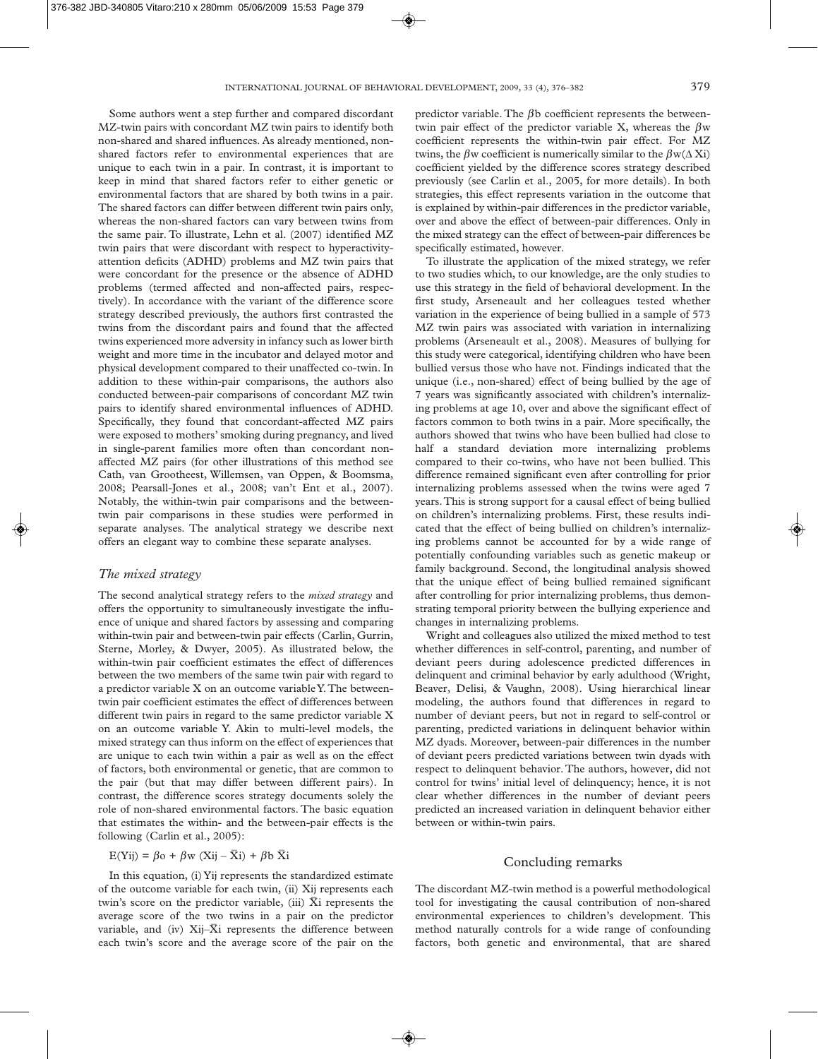Some authors went a step further and compared discordant MZ-twin pairs with concordant MZ twin pairs to identify both non-shared and shared influences. As already mentioned, non-shared factors refer to environmental experiences that are unique to each twin in a pair. In contrast, it is important to keep in mind that shared factors refer to either genetic or environmental factors that are shared by both twins in a pair. The shared factors can differ between different twin pairs only, whereas the non-shared factors can vary between twins from the same pair. To illustrate, Lehn et al. (2007) identified MZ twin pairs that were discordant with respect to hyperactivity-attention deficits (ADHD) problems and MZ twin pairs that were concordant for the presence or the absence of ADHD problems (termed affected and non-affected pairs, respectively). In accordance with the variant of the difference score strategy described previously, the authors first contrasted the twins from the discordant pairs and found that the affected twins experienced more adversity in infancy such as lower birth weight and more time in the incubator and delayed motor and physical development compared to their unaffected co-twin. In addition to these within-pair comparisons, the authors also conducted between-pair comparisons of concordant MZ twin pairs to identify shared environmental influences of ADHD. Specifically, they found that concordant-affected MZ pairs were exposed to mothers' smoking during pregnancy, and lived in single-parent families more often than concordant non-affected MZ pairs (for other illustrations of this method see Cath, van Grootheest, Willemsen, van Oppen, & Boomsma, 2008; Pearsall-Jones et al., 2008; van't Ent et al., 2007). Notably, the within-twin pair comparisons and the between-twin pair comparisons in these studies were performed in separate analyses. The analytical strategy we describe next offers an elegant way to combine these separate analyses.

### *The mixed strategy*

The second analytical strategy refers to the *mixed strategy* and offers the opportunity to simultaneously investigate the influence of unique and shared factors by assessing and comparing within-twin pair and between-twin pair effects (Carlin, Gurrin, Sterne, Morley, & Dwyer, 2005). As illustrated below, the within-twin pair coefficient estimates the effect of differences between the two members of the same twin pair with regard to a predictor variable X on an outcome variable Y. The between-twin pair coefficient estimates the effect of differences between different twin pairs in regard to the same predictor variable X on an outcome variable Y. Akin to multi-level models, the mixed strategy can thus inform on the effect of experiences that are unique to each twin within a pair as well as on the effect of factors, both environmental or genetic, that are common to the pair (but that may differ between different pairs). In contrast, the difference scores strategy documents solely the role of non-shared environmental factors. The basic equation that estimates the within- and the between-pair effects is the following (Carlin et al., 2005):

$$E(Y_{ij}) = \beta_o + \beta_w (X_{ij} - \bar{X}_i) + \beta_b \bar{X}_i$$

In this equation, (i) $Y_{ij}$ represents the standardized estimate of the outcome variable for each twin, (ii) $X_{ij}$ represents each twin's score on the predictor variable, (iii) $\bar{X}_i$ represents the average score of the two twins in a pair on the predictor variable, and (iv) $X_{ij}-\bar{X}_i$ represents the difference between each twin's score and the average score of the pair on the predictor variable. The $\beta_b$ coefficient represents the between-twin pair effect of the predictor variable X, whereas the $\beta_w$ coefficient represents the within-twin pair effect. For MZ twins, the $\beta_w$ coefficient is numerically similar to the $\beta_w(\Delta X_i)$ coefficient yielded by the difference scores strategy described previously (see Carlin et al., 2005, for more details). In both strategies, this effect represents variation in the outcome that is explained by within-pair differences in the predictor variable, over and above the effect of between-pair differences. Only in the mixed strategy can the effect of between-pair differences be specifically estimated, however.

To illustrate the application of the mixed strategy, we refer to two studies which, to our knowledge, are the only studies to use this strategy in the field of behavioral development. In the first study, Arseneault and her colleagues tested whether variation in the experience of being bullied in a sample of 573 MZ twin pairs was associated with variation in internalizing problems (Arseneault et al., 2008). Measures of bullying for this study were categorical, identifying children who have been bullied versus those who have not. Findings indicated that the unique (i.e., non-shared) effect of being bullied by the age of 7 years was significantly associated with children's internalizing problems at age 10, over and above the significant effect of factors common to both twins in a pair. More specifically, the authors showed that twins who have been bullied had close to half a standard deviation more internalizing problems compared to their co-twins, who have not been bullied. This difference remained significant even after controlling for prior internalizing problems assessed when the twins were aged 7 years. This is strong support for a causal effect of being bullied on children's internalizing problems. First, these results indicated that the effect of being bullied on children's internalizing problems cannot be accounted for by a wide range of potentially confounding variables such as genetic makeup or family background. Second, the longitudinal analysis showed that the unique effect of being bullied remained significant after controlling for prior internalizing problems, thus demonstrating temporal priority between the bullying experience and changes in internalizing problems.

Wright and colleagues also utilized the mixed method to test whether differences in self-control, parenting, and number of deviant peers during adolescence predicted differences in delinquent and criminal behavior by early adulthood (Wright, Beaver, Delisi, & Vaughn, 2008). Using hierarchical linear modeling, the authors found that differences in regard to number of deviant peers, but not in regard to self-control or parenting, predicted variations in delinquent behavior within MZ dyads. Moreover, between-pair differences in the number of deviant peers predicted variations between twin dyads with respect to delinquent behavior. The authors, however, did not control for twins' initial level of delinquency; hence, it is not clear whether differences in the number of deviant peers predicted an increased variation in delinquent behavior either between or within-twin pairs.

## Concluding remarks

The discordant MZ-twin method is a powerful methodological tool for investigating the causal contribution of non-shared environmental experiences to children's development. This method naturally controls for a wide range of confounding factors, both genetic and environmental, that are shared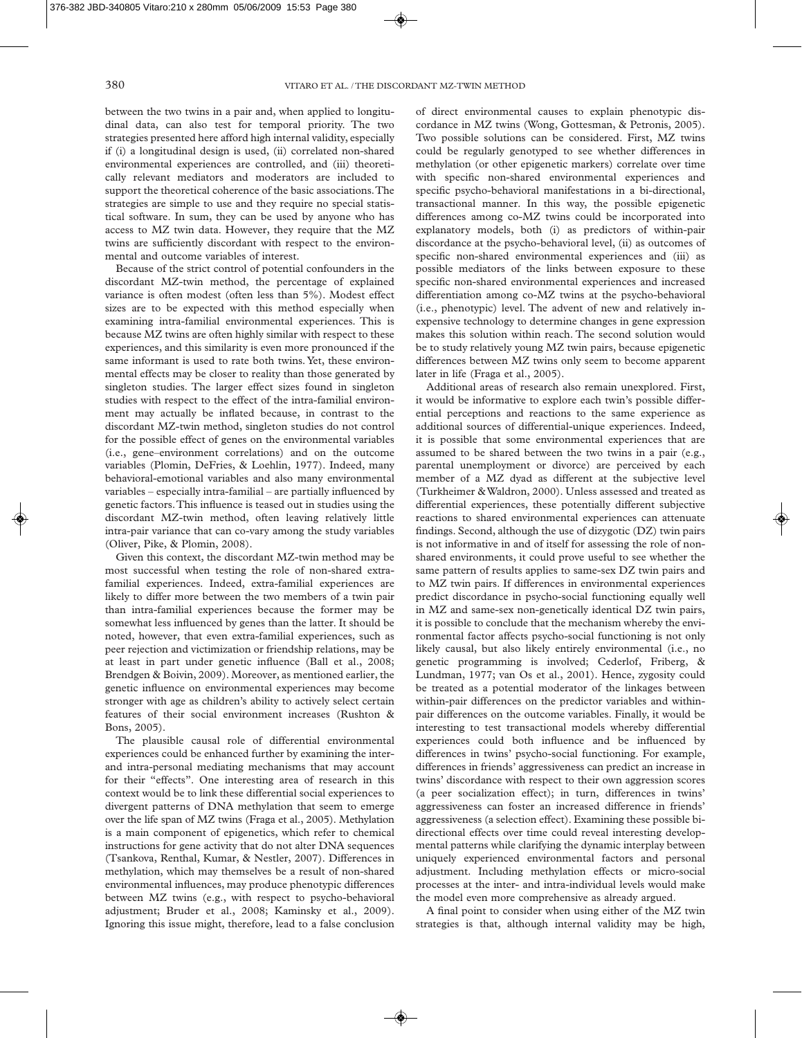between the two twins in a pair and, when applied to longitudinal data, can also test for temporal priority. The two strategies presented here afford high internal validity, especially if (i) a longitudinal design is used, (ii) correlated non-shared environmental experiences are controlled, and (iii) theoretically relevant mediators and moderators are included to support the theoretical coherence of the basic associations. The strategies are simple to use and they require no special statistical software. In sum, they can be used by anyone who has access to MZ twin data. However, they require that the MZ twins are sufficiently discordant with respect to the environmental and outcome variables of interest.

Because of the strict control of potential confounders in the discordant MZ-twin method, the percentage of explained variance is often modest (often less than 5%). Modest effect sizes are to be expected with this method especially when examining intra-familial environmental experiences. This is because MZ twins are often highly similar with respect to these experiences, and this similarity is even more pronounced if the same informant is used to rate both twins. Yet, these environmental effects may be closer to reality than those generated by singleton studies. The larger effect sizes found in singleton studies with respect to the effect of the intra-familial environment may actually be inflated because, in contrast to the discordant MZ-twin method, singleton studies do not control for the possible effect of genes on the environmental variables (i.e., gene–environment correlations) and on the outcome variables (Plomin, DeFries, & Loehlin, 1977). Indeed, many behavioral-emotional variables and also many environmental variables – especially intra-familial – are partially influenced by genetic factors. This influence is teased out in studies using the discordant MZ-twin method, often leaving relatively little intra-pair variance that can co-vary among the study variables (Oliver, Pike, & Plomin, 2008).

Given this context, the discordant MZ-twin method may be most successful when testing the role of non-shared extra-familial experiences. Indeed, extra-familial experiences are likely to differ more between the two members of a twin pair than intra-familial experiences because the former may be somewhat less influenced by genes than the latter. It should be noted, however, that even extra-familial experiences, such as peer rejection and victimization or friendship relations, may be at least in part under genetic influence (Ball et al., 2008; Brendgen & Boivin, 2009). Moreover, as mentioned earlier, the genetic influence on environmental experiences may become stronger with age as children's ability to actively select certain features of their social environment increases (Rushton & Bons, 2005).

The plausible causal role of differential environmental experiences could be enhanced further by examining the inter- and intra-personal mediating mechanisms that may account for their "effects". One interesting area of research in this context would be to link these differential social experiences to divergent patterns of DNA methylation that seem to emerge over the life span of MZ twins (Fraga et al., 2005). Methylation is a main component of epigenetics, which refer to chemical instructions for gene activity that do not alter DNA sequences (Tsankova, Renthal, Kumar, & Nestler, 2007). Differences in methylation, which may themselves be a result of non-shared environmental influences, may produce phenotypic differences between MZ twins (e.g., with respect to psycho-behavioral adjustment; Bruder et al., 2008; Kaminsky et al., 2009). Ignoring this issue might, therefore, lead to a false conclusion of direct environmental causes to explain phenotypic discordance in MZ twins (Wong, Gottesman, & Petronis, 2005). Two possible solutions can be considered. First, MZ twins could be regularly genotyped to see whether differences in methylation (or other epigenetic markers) correlate over time with specific non-shared environmental experiences and specific psycho-behavioral manifestations in a bi-directional, transactional manner. In this way, the possible epigenetic differences among co-MZ twins could be incorporated into explanatory models, both (i) as predictors of within-pair discordance at the psycho-behavioral level, (ii) as outcomes of specific non-shared environmental experiences and (iii) as possible mediators of the links between exposure to these specific non-shared environmental experiences and increased differentiation among co-MZ twins at the psycho-behavioral (i.e., phenotypic) level. The advent of new and relatively inexpensive technology to determine changes in gene expression makes this solution within reach. The second solution would be to study relatively young MZ twin pairs, because epigenetic differences between MZ twins only seem to become apparent later in life (Fraga et al., 2005).

Additional areas of research also remain unexplored. First, it would be informative to explore each twin's possible differential perceptions and reactions to the same experience as additional sources of differential-unique experiences. Indeed, it is possible that some environmental experiences that are assumed to be shared between the two twins in a pair (e.g., parental unemployment or divorce) are perceived by each member of a MZ dyad as different at the subjective level (Turkheimer & Waldron, 2000). Unless assessed and treated as differential experiences, these potentially different subjective reactions to shared environmental experiences can attenuate findings. Second, although the use of dizygotic (DZ) twin pairs is not informative in and of itself for assessing the role of non-shared environments, it could prove useful to see whether the same pattern of results applies to same-sex DZ twin pairs and to MZ twin pairs. If differences in environmental experiences predict discordance in psycho-social functioning equally well in MZ and same-sex non-genetically identical DZ twin pairs, it is possible to conclude that the mechanism whereby the environmental factor affects psycho-social functioning is not only likely causal, but also likely entirely environmental (i.e., no genetic programming is involved; Cederlof, Friberg, & Lundman, 1977; van Os et al., 2001). Hence, zygosity could be treated as a potential moderator of the linkages between within-pair differences on the predictor variables and within-pair differences on the outcome variables. Finally, it would be interesting to test transactional models whereby differential experiences could both influence and be influenced by differences in twins' psycho-social functioning. For example, differences in friends' aggressiveness can predict an increase in twins' discordance with respect to their own aggression scores (a peer socialization effect); in turn, differences in twins' aggressiveness can foster an increased difference in friends' aggressiveness (a selection effect). Examining these possible bi-directional effects over time could reveal interesting developmental patterns while clarifying the dynamic interplay between uniquely experienced environmental factors and personal adjustment. Including methylation effects or micro-social processes at the inter- and intra-individual levels would make the model even more comprehensive as already argued.

A final point to consider when using either of the MZ twin strategies is that, although internal validity may be high,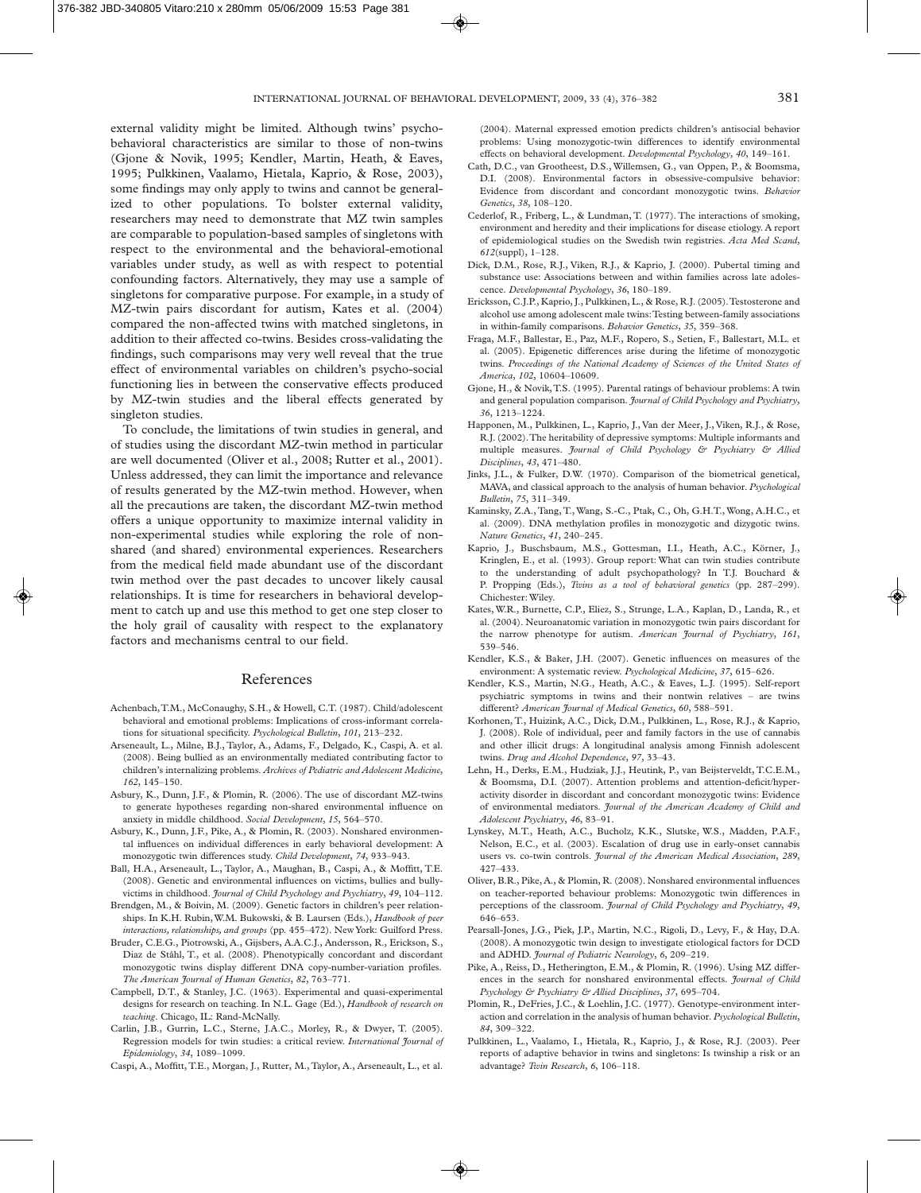external validity might be limited. Although twins' psychobehavioral characteristics are similar to those of non-twins (Gjone & Novik, 1995; Kendler, Martin, Heath, & Eaves, 1995; Pulkkinen, Vaalamo, Hietala, Kaprio, & Rose, 2003), some findings may only apply to twins and cannot be generalized to other populations. To bolster external validity, researchers may need to demonstrate that MZ twin samples are comparable to population-based samples of singletons with respect to the environmental and the behavioral-emotional variables under study, as well as with respect to potential confounding factors. Alternatively, they may use a sample of singletons for comparative purpose. For example, in a study of MZ-twin pairs discordant for autism, Kates et al. (2004) compared the non-affected twins with matched singletons, in addition to their affected co-twins. Besides cross-validating the findings, such comparisons may very well reveal that the true effect of environmental variables on children's psycho-social functioning lies in between the conservative effects produced by MZ-twin studies and the liberal effects generated by singleton studies.

To conclude, the limitations of twin studies in general, and of studies using the discordant MZ-twin method in particular are well documented (Oliver et al., 2008; Rutter et al., 2001). Unless addressed, they can limit the importance and relevance of results generated by the MZ-twin method. However, when all the precautions are taken, the discordant MZ-twin method offers a unique opportunity to maximize internal validity in non-experimental studies while exploring the role of non-shared (and shared) environmental experiences. Researchers from the medical field made abundant use of the discordant twin method over the past decades to uncover likely causal relationships. It is time for researchers in behavioral development to catch up and use this method to get one step closer to the holy grail of causality with respect to the explanatory factors and mechanisms central to our field.

## References

Achenbach, T.M., McConaughy, S.H., & Howell, C.T. (1987). Child/adolescent behavioral and emotional problems: Implications of cross-informant correlations for situational specificity. *Psychological Bulletin*, *101*, 213–232.

Arseneault, L., Milne, B.J., Taylor, A., Adams, F., Delgado, K., Caspi, A. et al. (2008). Being bullied as an environmentally mediated contributing factor to children's internalizing problems. *Archives of Pediatric and Adolescent Medicine*, *162*, 145–150.

Asbury, K., Dunn, J.F., & Plomin, R. (2006). The use of discordant MZ-twins to generate hypotheses regarding non-shared environmental influence on anxiety in middle childhood. *Social Development*, *15*, 564–570.

Asbury, K., Dunn, J.F., Pike, A., & Plomin, R. (2003). Nonshared environmental influences on individual differences in early behavioral development: A monozygotic twin differences study. *Child Development*, *74*, 933–943.

Ball, H.A., Arseneault, L., Taylor, A., Maughan, B., Caspi, A., & Moffitt, T.E. (2008). Genetic and environmental influences on victims, bullies and bully-victims in childhood. *Journal of Child Psychology and Psychiatry*, *49*, 104–112.

Brendgen, M., & Boivin, M. (2009). Genetic factors in children's peer relationships. In K.H. Rubin, W.M. Bukowski, & B. Laursen (Eds.), *Handbook of peer interactions, relationships, and groups* (pp. 455–472). New York: Guilford Press.

Bruder, C.E.G., Piotrowski, A., Gijsbers, A.A.C.J., Andersson, R., Erickson, S., Diaz de Ståhl, T., et al. (2008). Phenotypically concordant and discordant monozygotic twins display different DNA copy-number-variation profiles. *The American Journal of Human Genetics*, *82*, 763–771.

Campbell, D.T., & Stanley, J.C. (1963). Experimental and quasi-experimental designs for research on teaching. In N.L. Gage (Ed.), *Handbook of research on teaching*. Chicago, IL: Rand-McNally.

Carlin, J.B., Gurrin, L.C., Sterne, J.A.C., Morley, R., & Dwyer, T. (2005). Regression models for twin studies: a critical review. *International Journal of Epidemiology*, *34*, 1089–1099.

Caspi, A., Moffitt, T.E., Morgan, J., Rutter, M., Taylor, A., Arseneault, L., et al. (2004). Maternal expressed emotion predicts children's antisocial behavior problems: Using monozygotic-twin differences to identify environmental effects on behavioral development. *Developmental Psychology*, *40*, 149–161.

Cath, D.C., van Grootheest, D.S., Willemsen, G., van Oppen, P., & Boomsma, D.I. (2008). Environmental factors in obsessive-compulsive behavior: Evidence from discordant and concordant monozygotic twins. *Behavior Genetics*, *38*, 108–120.

Cederlof, R., Friberg, L., & Lundman, T. (1977). The interactions of smoking, environment and heredity and their implications for disease etiology. A report of epidemiological studies on the Swedish twin registries. *Acta Med Scand*, *612*(suppl), 1–128.

Dick, D.M., Rose, R.J., Viken, R.J., & Kaprio, J. (2000). Pubertal timing and substance use: Associations between and within families across late adolescence. *Developmental Psychology*, *36*, 180–189.

Ericksson, C.J.P., Kaprio, J., Pulkkinen, L., & Rose, R.J. (2005). Testosterone and alcohol use among adolescent male twins: Testing between-family associations in within-family comparisons. *Behavior Genetics*, *35*, 359–368.

Fraga, M.F., Ballestar, E., Paz, M.F., Ropero, S., Setien, F., Ballestart, M.L. et al. (2005). Epigenetic differences arise during the lifetime of monozygotic twins. *Proceedings of the National Academy of Sciences of the United States of America*, *102*, 10604–10609.

Gjone, H., & Novik, T.S. (1995). Parental ratings of behaviour problems: A twin and general population comparison. *Journal of Child Psychology and Psychiatry*, *36*, 1213–1224.

Happonen, M., Pulkkinen, L., Kaprio, J., Van der Meer, J., Viken, R.J., & Rose, R.J. (2002). The heritability of depressive symptoms: Multiple informants and multiple measures. *Journal of Child Psychology & Psychiatry & Allied Disciplines*, *43*, 471–480.

Jinks, J.L., & Fulker, D.W. (1970). Comparison of the biometrical genetical, MAVA, and classical approach to the analysis of human behavior. *Psychological Bulletin*, *75*, 311–349.

Kaminsky, Z.A., Tang, T., Wang, S.-C., Ptak, C., Oh, G.H.T., Wong, A.H.C., et al. (2009). DNA methylation profiles in monozygotic and dizygotic twins. *Nature Genetics*, *41*, 240–245.

Kaprio, J., Buschsbaum, M.S., Gottesman, I.I., Heath, A.C., Körner, J., Kringlen, E., et al. (1993). Group report: What can twin studies contribute to the understanding of adult psychopathology? In T.J. Bouchard & P. Propping (Eds.), *Twins as a tool of behavioral genetics* (pp. 287–299). Chichester: Wiley.

Kates, W.R., Burnette, C.P., Eliez, S., Strunge, L.A., Kaplan, D., Landa, R., et al. (2004). Neuroanatomic variation in monozygotic twin pairs discordant for the narrow phenotype for autism. *American Journal of Psychiatry*, *161*, 539–546.

Kendler, K.S., & Baker, J.H. (2007). Genetic influences on measures of the environment: A systematic review. *Psychological Medicine*, *37*, 615–626.

Kendler, K.S., Martin, N.G., Heath, A.C., & Eaves, L.J. (1995). Self-report psychiatric symptoms in twins and their nontwin relatives – are twins different? *American Journal of Medical Genetics*, *60*, 588–591.

Korhonen, T., Huizink, A.C., Dick, D.M., Pulkkinen, L., Rose, R.J., & Kaprio, J. (2008). Role of individual, peer and family factors in the use of cannabis and other illicit drugs: A longitudinal analysis among Finnish adolescent twins. *Drug and Alcohol Dependence*, *97*, 33–43.

Lehn, H., Derks, E.M., Hudziak, J.J., Heutink, P., van Beijsterveldt, T.C.E.M., & Boomsma, D.I. (2007). Attention problems and attention-deficit/hyperactivity disorder in discordant and concordant monozygotic twins: Evidence of environmental mediators. *Journal of the American Academy of Child and Adolescent Psychiatry*, *46*, 83–91.

Lynskey, M.T., Heath, A.C., Bucholz, K.K., Slutske, W.S., Madden, P.A.F., Nelson, E.C., et al. (2003). Escalation of drug use in early-onset cannabis users vs. co-twin controls. *Journal of the American Medical Association*, *289*, 427–433.

Oliver, B.R., Pike, A., & Plomin, R. (2008). Nonshared environmental influences on teacher-reported behaviour problems: Monozygotic twin differences in perceptions of the classroom. *Journal of Child Psychology and Psychiatry*, *49*, 646–653.

Pearsall-Jones, J.G., Piek, J.P., Martin, N.C., Rigoli, D., Levy, F., & Hay, D.A. (2008). A monozygotic twin design to investigate etiological factors for DCD and ADHD. *Journal of Pediatric Neurology*, *6*, 209–219.

Pike, A., Reiss, D., Hetherington, E.M., & Plomin, R. (1996). Using MZ differences in the search for nonshared environmental effects. *Journal of Child Psychology & Psychiatry & Allied Disciplines*, *37*, 695–704.

Plomin, R., DeFries, J.C., & Loehlin, J.C. (1977). Genotype-environment interaction and correlation in the analysis of human behavior. *Psychological Bulletin*, *84*, 309–322.

Pulkkinen, L., Vaalamo, I., Hietala, R., Kaprio, J., & Rose, R.J. (2003). Peer reports of adaptive behavior in twins and singletons: Is twinship a risk or an advantage? *Twin Research*, *6*, 106–118.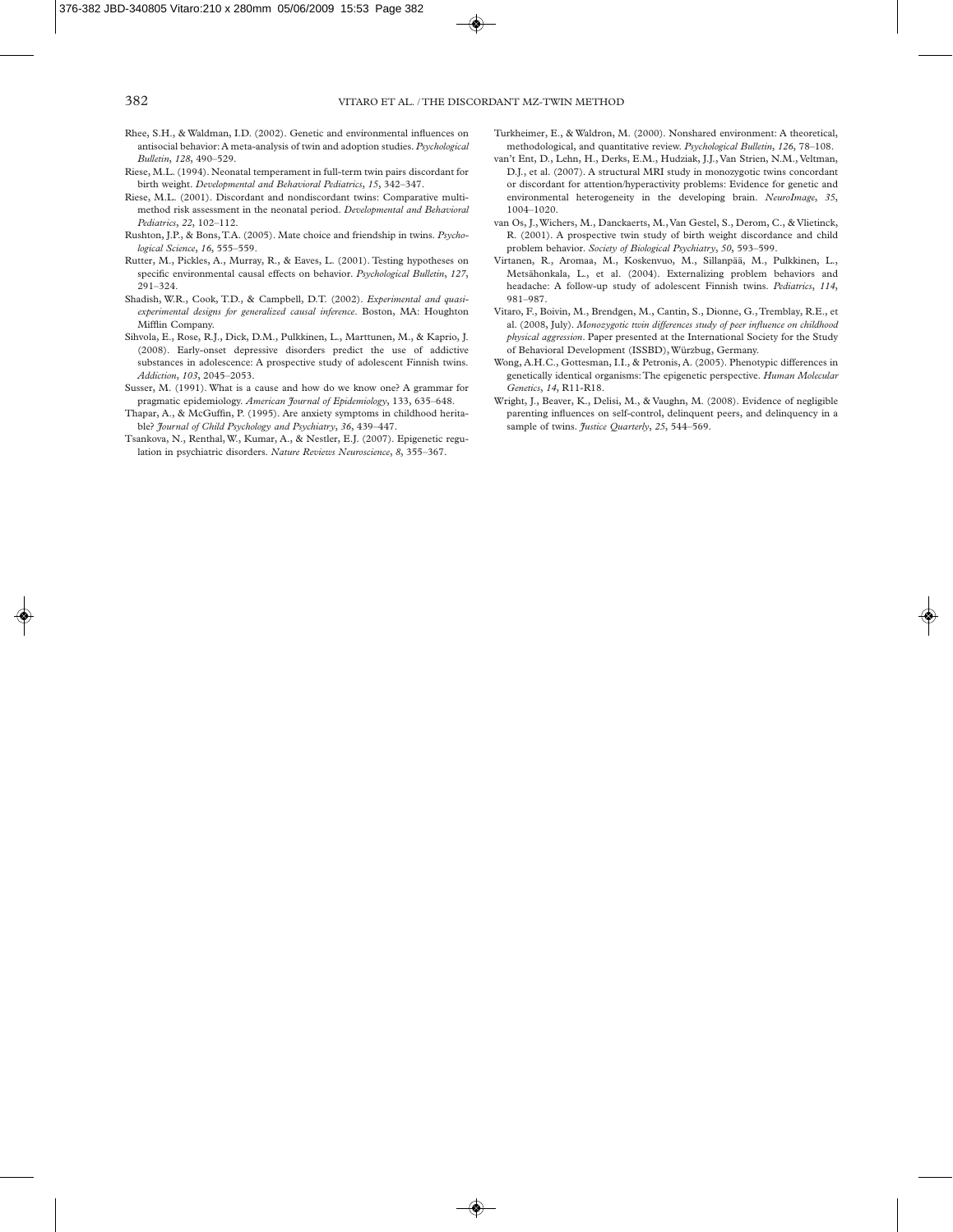Rhee, S.H., & Waldman, I.D. (2002). Genetic and environmental influences on antisocial behavior: A meta-analysis of twin and adoption studies. *Psychological Bulletin*, *128*, 490–529.

Riese, M.L. (1994). Neonatal temperament in full-term twin pairs discordant for birth weight. *Developmental and Behavioral Pediatrics*, *15*, 342–347.

Riese, M.L. (2001). Discordant and nondiscordant twins: Comparative multimethod risk assessment in the neonatal period. *Developmental and Behavioral Pediatrics*, *22*, 102–112.

Rushton, J.P., & Bons, T.A. (2005). Mate choice and friendship in twins. *Psychological Science*, *16*, 555–559.

Rutter, M., Pickles, A., Murray, R., & Eaves, L. (2001). Testing hypotheses on specific environmental causal effects on behavior. *Psychological Bulletin*, *127*, 291–324.

Shadish, W.R., Cook, T.D., & Campbell, D.T. (2002). *Experimental and quasi-experimental designs for generalized causal inference*. Boston, MA: Houghton Mifflin Company.

Sihvola, E., Rose, R.J., Dick, D.M., Pulkkinen, L., Marttunen, M., & Kaprio, J. (2008). Early-onset depressive disorders predict the use of addictive substances in adolescence: A prospective study of adolescent Finnish twins. *Addiction*, *103*, 2045–2053.

Susser, M. (1991). What is a cause and how do we know one? A grammar for pragmatic epidemiology. *American Journal of Epidemiology*, 133, 635–648.

Thapar, A., & McGuffin, P. (1995). Are anxiety symptoms in childhood heritable? *Journal of Child Psychology and Psychiatry*, *36*, 439–447.

Tsankova, N., Renthal, W., Kumar, A., & Nestler, E.J. (2007). Epigenetic regulation in psychiatric disorders. *Nature Reviews Neuroscience*, *8*, 355–367.

Turkheimer, E., & Waldron, M. (2000). Nonshared environment: A theoretical, methodological, and quantitative review. *Psychological Bulletin*, *126*, 78–108.

van't Ent, D., Lehn, H., Derks, E.M., Hudziak, J.J., Van Strien, N.M., Veltman, D.J., et al. (2007). A structural MRI study in monozygotic twins concordant or discordant for attention/hyperactivity problems: Evidence for genetic and environmental heterogeneity in the developing brain. *NeuroImage*, *35*, 1004–1020.

van Os, J., Wichers, M., Danckaerts, M., Van Gestel, S., Derom, C., & Vlietinck, R. (2001). A prospective twin study of birth weight discordance and child problem behavior. *Society of Biological Psychiatry*, *50*, 593–599.

Virtanen, R., Aromaa, M., Koskenvuo, M., Sillanpää, M., Pulkkinen, L., Metsähonkala, L., et al. (2004). Externalizing problem behaviors and headache: A follow-up study of adolescent Finnish twins. *Pediatrics*, *114*, 981–987.

Vitaro, F., Boivin, M., Brendgen, M., Cantin, S., Dionne, G., Tremblay, R.E., et al. (2008, July). *Monozygotic twin differences study of peer influence on childhood physical aggression*. Paper presented at the International Society for the Study of Behavioral Development (ISSBD), Würzbug, Germany.

Wong, A.H.C., Gottesman, I.I., & Petronis, A. (2005). Phenotypic differences in genetically identical organisms: The epigenetic perspective. *Human Molecular Genetics*, *14*, R11-R18.

Wright, J., Beaver, K., Delisi, M., & Vaughn, M. (2008). Evidence of negligible parenting influences on self-control, delinquent peers, and delinquency in a sample of twins. *Justice Quarterly*, *25*, 544–569.